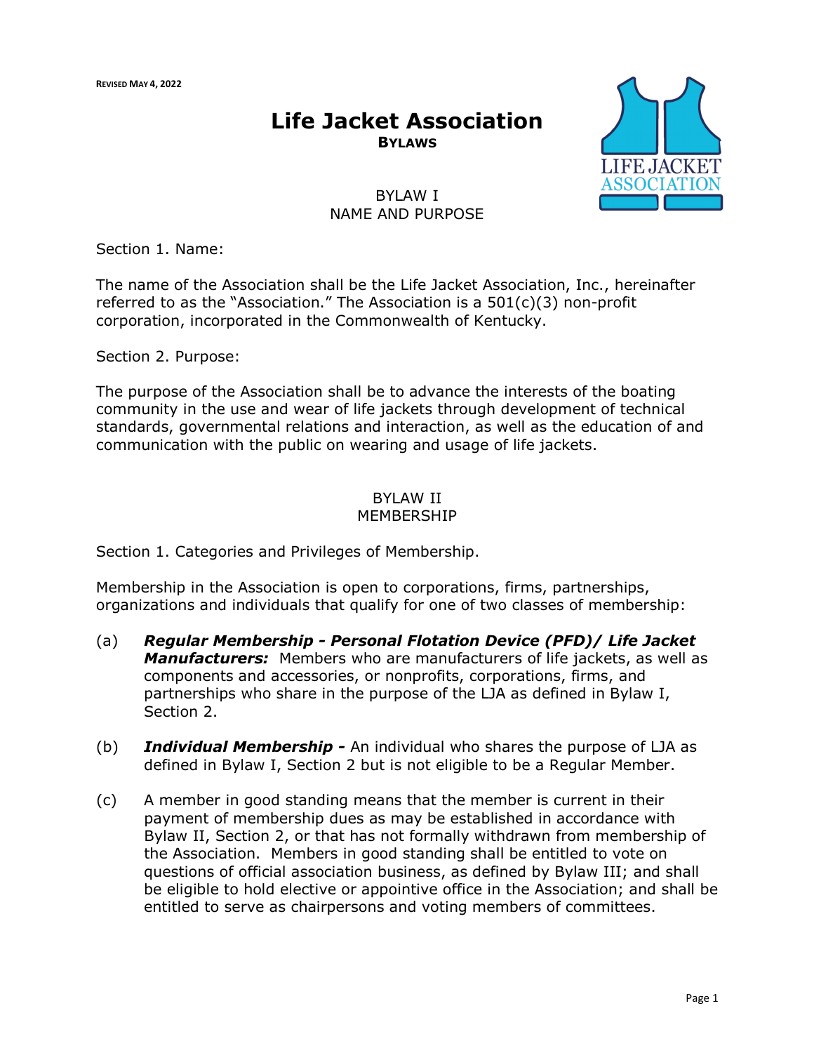REVISED MAY 4, 2022

# Life Jacket Association

## BYLAWS

### BYLAW I
### NAME AND PURPOSE

Section 1. Name:

The name of the Association shall be the Life Jacket Association, Inc., hereinafter referred to as the "Association." The Association is a 501(c)(3) non-profit corporation, incorporated in the Commonwealth of Kentucky.

Section 2. Purpose:

The purpose of the Association shall be to advance the interests of the boating community in the use and wear of life jackets through development of technical standards, governmental relations and interaction, as well as the education of and communication with the public on wearing and usage of life jackets.

### BYLAW II
### MEMBERSHIP

Section 1. Categories and Privileges of Membership.

Membership in the Association is open to corporations, firms, partnerships, organizations and individuals that qualify for one of two classes of membership:

(a) ***Regular Membership - Personal Flotation Device (PFD)/ Life Jacket Manufacturers:*** Members who are manufacturers of life jackets, as well as components and accessories, or nonprofits, corporations, firms, and partnerships who share in the purpose of the LJA as defined in Bylaw I, Section 2.

(b) ***Individual Membership -*** An individual who shares the purpose of LJA as defined in Bylaw I, Section 2 but is not eligible to be a Regular Member.

(c) A member in good standing means that the member is current in their payment of membership dues as may be established in accordance with Bylaw II, Section 2, or that has not formally withdrawn from membership of the Association. Members in good standing shall be entitled to vote on questions of official association business, as defined by Bylaw III; and shall be eligible to hold elective or appointive office in the Association; and shall be entitled to serve as chairpersons and voting members of committees.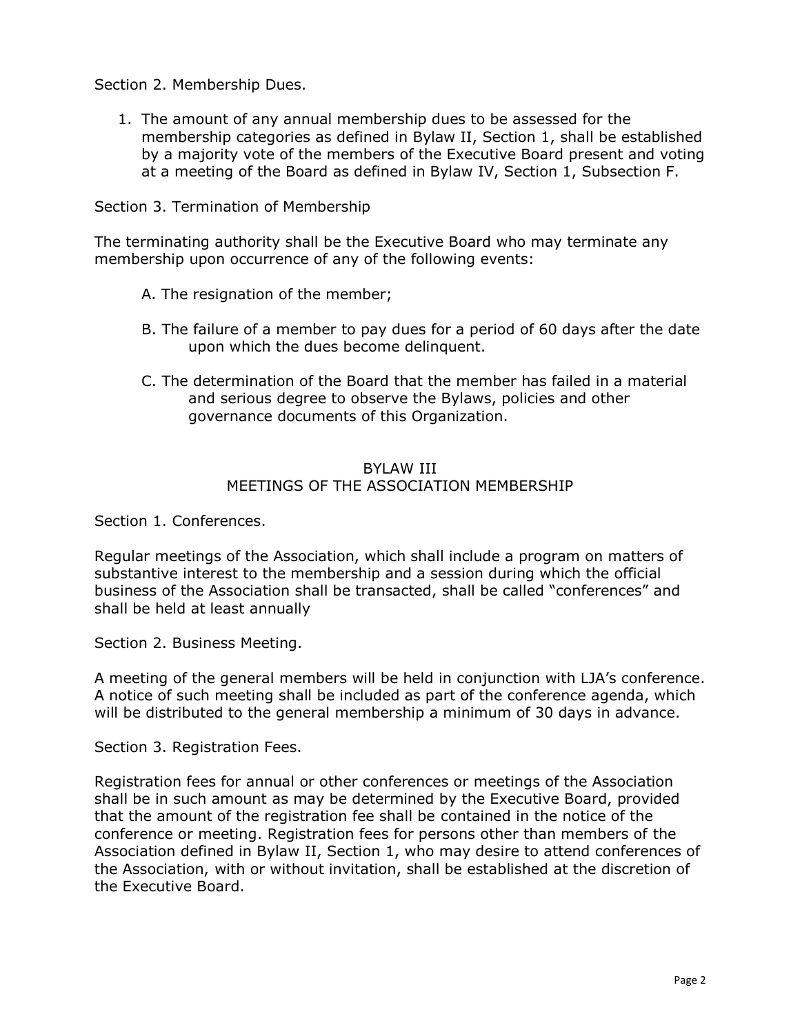Section 2. Membership Dues.

1. The amount of any annual membership dues to be assessed for the membership categories as defined in Bylaw II, Section 1, shall be established by a majority vote of the members of the Executive Board present and voting at a meeting of the Board as defined in Bylaw IV, Section 1, Subsection F.

Section 3. Termination of Membership

The terminating authority shall be the Executive Board who may terminate any membership upon occurrence of any of the following events:

A. The resignation of the member;

B. The failure of a member to pay dues for a period of 60 days after the date upon which the dues become delinquent.

C. The determination of the Board that the member has failed in a material and serious degree to observe the Bylaws, policies and other governance documents of this Organization.

## BYLAW III
## MEETINGS OF THE ASSOCIATION MEMBERSHIP

Section 1. Conferences.

Regular meetings of the Association, which shall include a program on matters of substantive interest to the membership and a session during which the official business of the Association shall be transacted, shall be called "conferences" and shall be held at least annually

Section 2. Business Meeting.

A meeting of the general members will be held in conjunction with LJA's conference. A notice of such meeting shall be included as part of the conference agenda, which will be distributed to the general membership a minimum of 30 days in advance.

Section 3. Registration Fees.

Registration fees for annual or other conferences or meetings of the Association shall be in such amount as may be determined by the Executive Board, provided that the amount of the registration fee shall be contained in the notice of the conference or meeting. Registration fees for persons other than members of the Association defined in Bylaw II, Section 1, who may desire to attend conferences of the Association, with or without invitation, shall be established at the discretion of the Executive Board.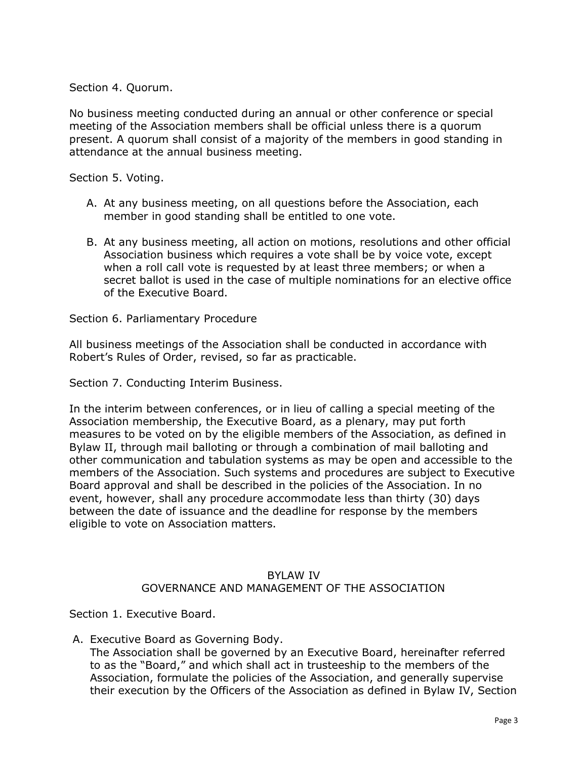Section 4. Quorum.

No business meeting conducted during an annual or other conference or special meeting of the Association members shall be official unless there is a quorum present. A quorum shall consist of a majority of the members in good standing in attendance at the annual business meeting.

Section 5. Voting.

A. At any business meeting, on all questions before the Association, each member in good standing shall be entitled to one vote.

B. At any business meeting, all action on motions, resolutions and other official Association business which requires a vote shall be by voice vote, except when a roll call vote is requested by at least three members; or when a secret ballot is used in the case of multiple nominations for an elective office of the Executive Board.

Section 6. Parliamentary Procedure

All business meetings of the Association shall be conducted in accordance with Robert's Rules of Order, revised, so far as practicable.

Section 7. Conducting Interim Business.

In the interim between conferences, or in lieu of calling a special meeting of the Association membership, the Executive Board, as a plenary, may put forth measures to be voted on by the eligible members of the Association, as defined in Bylaw II, through mail balloting or through a combination of mail balloting and other communication and tabulation systems as may be open and accessible to the members of the Association. Such systems and procedures are subject to Executive Board approval and shall be described in the policies of the Association. In no event, however, shall any procedure accommodate less than thirty (30) days between the date of issuance and the deadline for response by the members eligible to vote on Association matters.

## BYLAW IV
## GOVERNANCE AND MANAGEMENT OF THE ASSOCIATION

Section 1. Executive Board.

A. Executive Board as Governing Body.
The Association shall be governed by an Executive Board, hereinafter referred to as the "Board," and which shall act in trusteeship to the members of the Association, formulate the policies of the Association, and generally supervise their execution by the Officers of the Association as defined in Bylaw IV, Section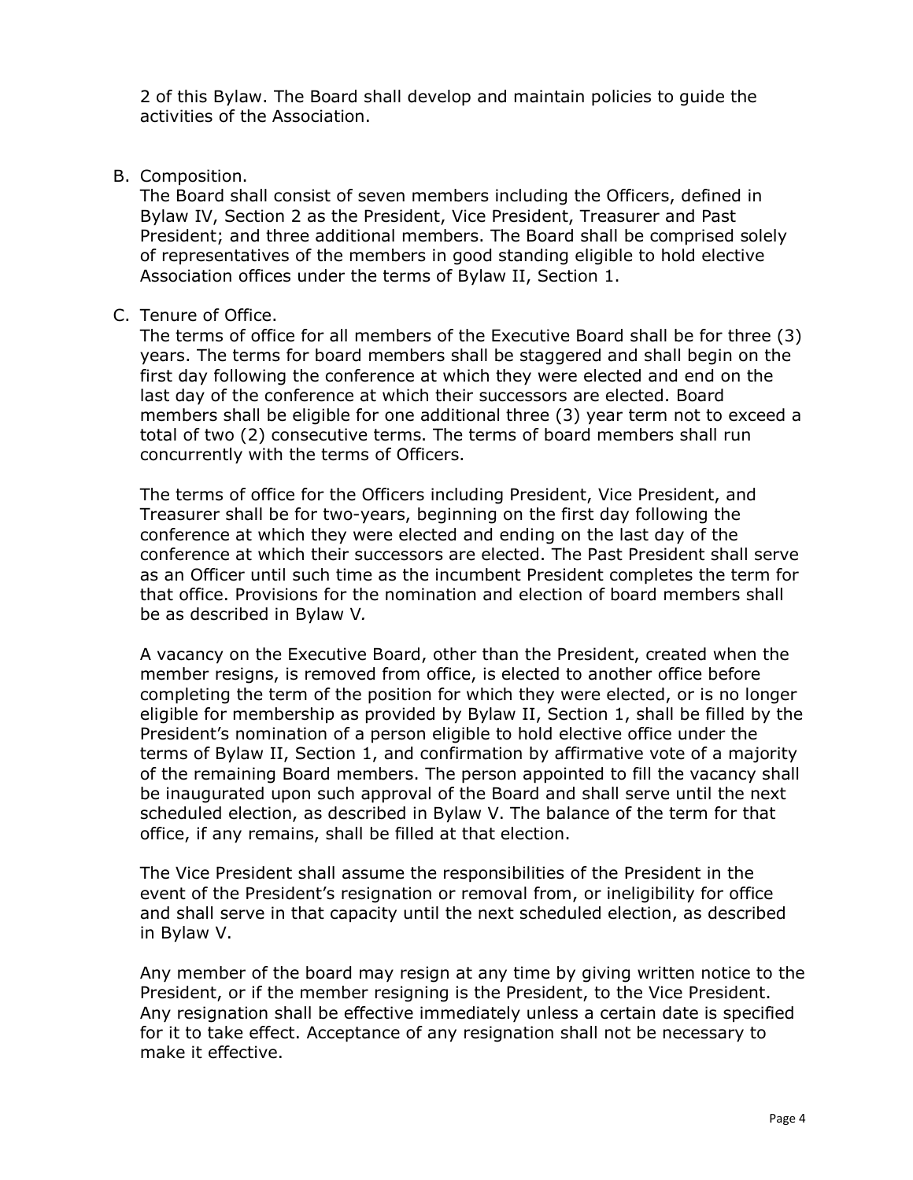2 of this Bylaw. The Board shall develop and maintain policies to guide the activities of the Association.

B. Composition.

The Board shall consist of seven members including the Officers, defined in Bylaw IV, Section 2 as the President, Vice President, Treasurer and Past President; and three additional members. The Board shall be comprised solely of representatives of the members in good standing eligible to hold elective Association offices under the terms of Bylaw II, Section 1.

C. Tenure of Office.

The terms of office for all members of the Executive Board shall be for three (3) years. The terms for board members shall be staggered and shall begin on the first day following the conference at which they were elected and end on the last day of the conference at which their successors are elected. Board members shall be eligible for one additional three (3) year term not to exceed a total of two (2) consecutive terms. The terms of board members shall run concurrently with the terms of Officers.

The terms of office for the Officers including President, Vice President, and Treasurer shall be for two-years, beginning on the first day following the conference at which they were elected and ending on the last day of the conference at which their successors are elected. The Past President shall serve as an Officer until such time as the incumbent President completes the term for that office. Provisions for the nomination and election of board members shall be as described in Bylaw V.

A vacancy on the Executive Board, other than the President, created when the member resigns, is removed from office, is elected to another office before completing the term of the position for which they were elected, or is no longer eligible for membership as provided by Bylaw II, Section 1, shall be filled by the President's nomination of a person eligible to hold elective office under the terms of Bylaw II, Section 1, and confirmation by affirmative vote of a majority of the remaining Board members. The person appointed to fill the vacancy shall be inaugurated upon such approval of the Board and shall serve until the next scheduled election, as described in Bylaw V. The balance of the term for that office, if any remains, shall be filled at that election.

The Vice President shall assume the responsibilities of the President in the event of the President's resignation or removal from, or ineligibility for office and shall serve in that capacity until the next scheduled election, as described in Bylaw V.

Any member of the board may resign at any time by giving written notice to the President, or if the member resigning is the President, to the Vice President. Any resignation shall be effective immediately unless a certain date is specified for it to take effect. Acceptance of any resignation shall not be necessary to make it effective.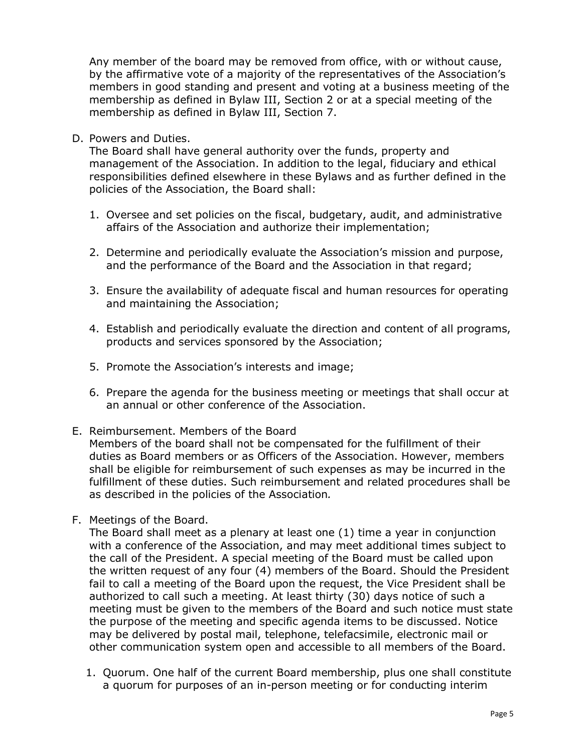Any member of the board may be removed from office, with or without cause, by the affirmative vote of a majority of the representatives of the Association's members in good standing and present and voting at a business meeting of the membership as defined in Bylaw III, Section 2 or at a special meeting of the membership as defined in Bylaw III, Section 7.

D. Powers and Duties.
The Board shall have general authority over the funds, property and management of the Association. In addition to the legal, fiduciary and ethical responsibilities defined elsewhere in these Bylaws and as further defined in the policies of the Association, the Board shall:

1. Oversee and set policies on the fiscal, budgetary, audit, and administrative affairs of the Association and authorize their implementation;

2. Determine and periodically evaluate the Association's mission and purpose, and the performance of the Board and the Association in that regard;

3. Ensure the availability of adequate fiscal and human resources for operating and maintaining the Association;

4. Establish and periodically evaluate the direction and content of all programs, products and services sponsored by the Association;

5. Promote the Association's interests and image;

6. Prepare the agenda for the business meeting or meetings that shall occur at an annual or other conference of the Association.

E. Reimbursement. Members of the Board
Members of the board shall not be compensated for the fulfillment of their duties as Board members or as Officers of the Association. However, members shall be eligible for reimbursement of such expenses as may be incurred in the fulfillment of these duties. Such reimbursement and related procedures shall be as described in the policies of the Association*.*

F. Meetings of the Board.
The Board shall meet as a plenary at least one (1) time a year in conjunction with a conference of the Association, and may meet additional times subject to the call of the President. A special meeting of the Board must be called upon the written request of any four (4) members of the Board. Should the President fail to call a meeting of the Board upon the request, the Vice President shall be authorized to call such a meeting. At least thirty (30) days notice of such a meeting must be given to the members of the Board and such notice must state the purpose of the meeting and specific agenda items to be discussed. Notice may be delivered by postal mail, telephone, telefacsimile, electronic mail or other communication system open and accessible to all members of the Board.

1. Quorum. One half of the current Board membership, plus one shall constitute a quorum for purposes of an in-person meeting or for conducting interim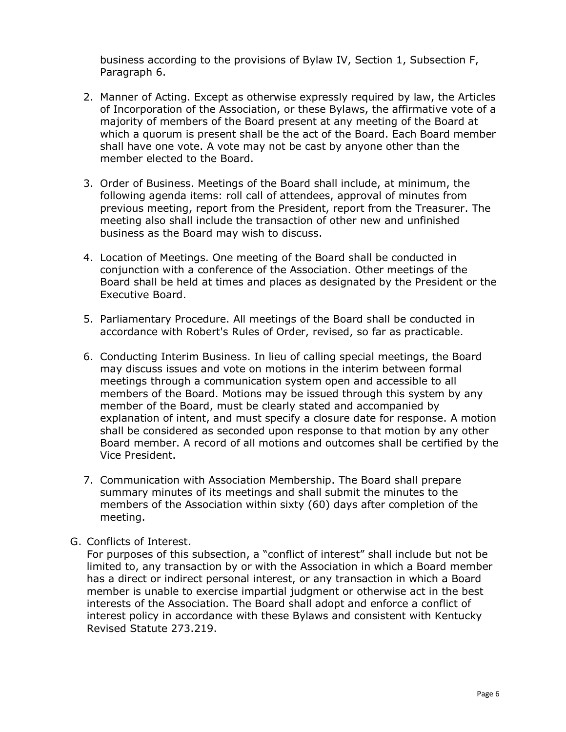business according to the provisions of Bylaw IV, Section 1, Subsection F, Paragraph 6.

2. Manner of Acting. Except as otherwise expressly required by law, the Articles of Incorporation of the Association, or these Bylaws, the affirmative vote of a majority of members of the Board present at any meeting of the Board at which a quorum is present shall be the act of the Board. Each Board member shall have one vote. A vote may not be cast by anyone other than the member elected to the Board.

3. Order of Business. Meetings of the Board shall include, at minimum, the following agenda items: roll call of attendees, approval of minutes from previous meeting, report from the President, report from the Treasurer. The meeting also shall include the transaction of other new and unfinished business as the Board may wish to discuss.

4. Location of Meetings. One meeting of the Board shall be conducted in conjunction with a conference of the Association. Other meetings of the Board shall be held at times and places as designated by the President or the Executive Board.

5. Parliamentary Procedure. All meetings of the Board shall be conducted in accordance with Robert's Rules of Order, revised, so far as practicable.

6. Conducting Interim Business. In lieu of calling special meetings, the Board may discuss issues and vote on motions in the interim between formal meetings through a communication system open and accessible to all members of the Board. Motions may be issued through this system by any member of the Board, must be clearly stated and accompanied by explanation of intent, and must specify a closure date for response. A motion shall be considered as seconded upon response to that motion by any other Board member. A record of all motions and outcomes shall be certified by the Vice President.

7. Communication with Association Membership. The Board shall prepare summary minutes of its meetings and shall submit the minutes to the members of the Association within sixty (60) days after completion of the meeting.

G. Conflicts of Interest.
For purposes of this subsection, a "conflict of interest" shall include but not be limited to, any transaction by or with the Association in which a Board member has a direct or indirect personal interest, or any transaction in which a Board member is unable to exercise impartial judgment or otherwise act in the best interests of the Association. The Board shall adopt and enforce a conflict of interest policy in accordance with these Bylaws and consistent with Kentucky Revised Statute 273.219.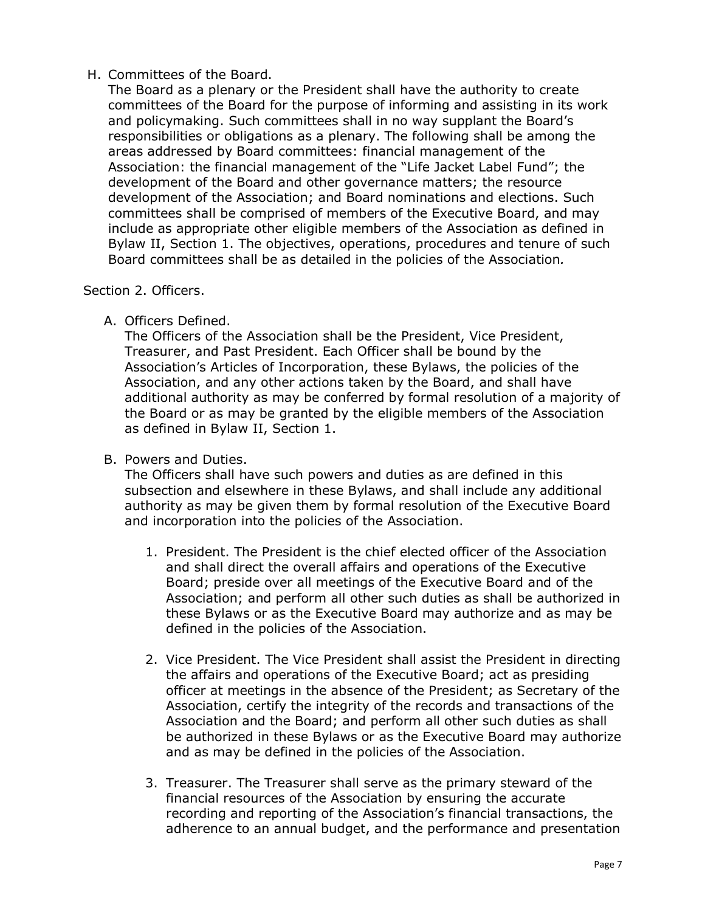H. Committees of the Board.

The Board as a plenary or the President shall have the authority to create committees of the Board for the purpose of informing and assisting in its work and policymaking. Such committees shall in no way supplant the Board's responsibilities or obligations as a plenary. The following shall be among the areas addressed by Board committees: financial management of the Association: the financial management of the "Life Jacket Label Fund"; the development of the Board and other governance matters; the resource development of the Association; and Board nominations and elections. Such committees shall be comprised of members of the Executive Board, and may include as appropriate other eligible members of the Association as defined in Bylaw II, Section 1. The objectives, operations, procedures and tenure of such Board committees shall be as detailed in the policies of the Association.

Section 2. Officers.

A. Officers Defined.

The Officers of the Association shall be the President, Vice President, Treasurer, and Past President. Each Officer shall be bound by the Association's Articles of Incorporation, these Bylaws, the policies of the Association, and any other actions taken by the Board, and shall have additional authority as may be conferred by formal resolution of a majority of the Board or as may be granted by the eligible members of the Association as defined in Bylaw II, Section 1.

B. Powers and Duties.

The Officers shall have such powers and duties as are defined in this subsection and elsewhere in these Bylaws, and shall include any additional authority as may be given them by formal resolution of the Executive Board and incorporation into the policies of the Association.

1. President. The President is the chief elected officer of the Association and shall direct the overall affairs and operations of the Executive Board; preside over all meetings of the Executive Board and of the Association; and perform all other such duties as shall be authorized in these Bylaws or as the Executive Board may authorize and as may be defined in the policies of the Association.

2. Vice President. The Vice President shall assist the President in directing the affairs and operations of the Executive Board; act as presiding officer at meetings in the absence of the President; as Secretary of the Association, certify the integrity of the records and transactions of the Association and the Board; and perform all other such duties as shall be authorized in these Bylaws or as the Executive Board may authorize and as may be defined in the policies of the Association.

3. Treasurer. The Treasurer shall serve as the primary steward of the financial resources of the Association by ensuring the accurate recording and reporting of the Association's financial transactions, the adherence to an annual budget, and the performance and presentation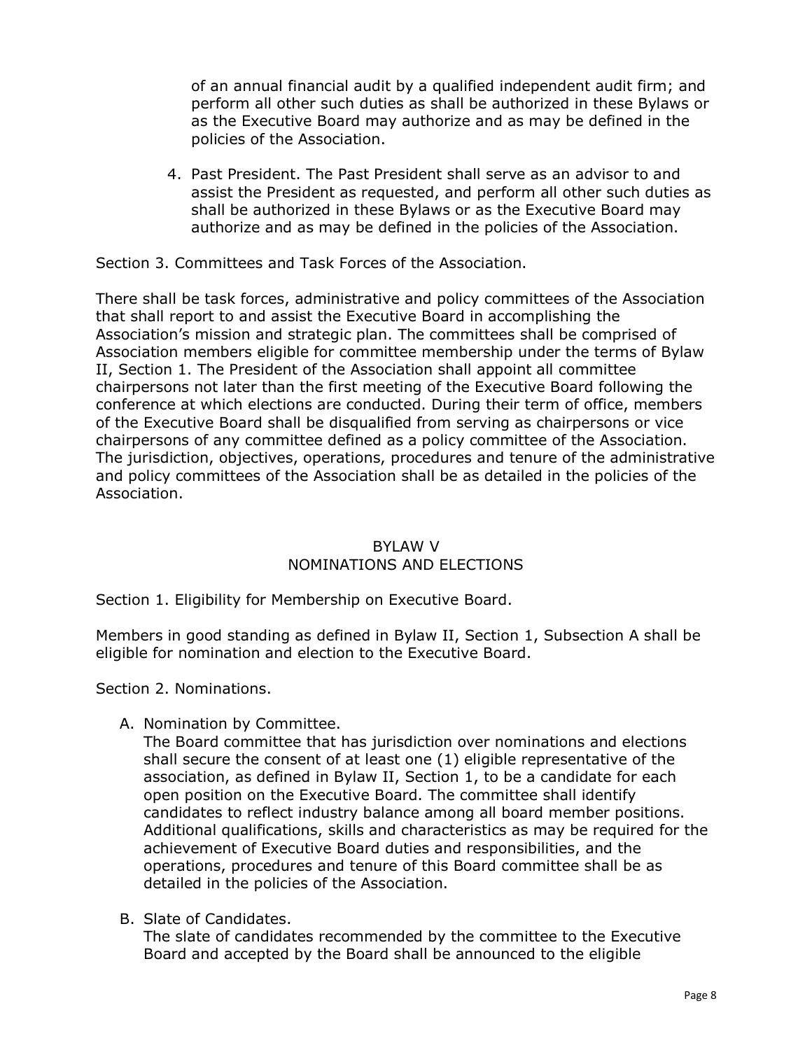of an annual financial audit by a qualified independent audit firm; and perform all other such duties as shall be authorized in these Bylaws or as the Executive Board may authorize and as may be defined in the policies of the Association.

4. Past President. The Past President shall serve as an advisor to and assist the President as requested, and perform all other such duties as shall be authorized in these Bylaws or as the Executive Board may authorize and as may be defined in the policies of the Association.

Section 3. Committees and Task Forces of the Association.

There shall be task forces, administrative and policy committees of the Association that shall report to and assist the Executive Board in accomplishing the Association's mission and strategic plan. The committees shall be comprised of Association members eligible for committee membership under the terms of Bylaw II, Section 1. The President of the Association shall appoint all committee chairpersons not later than the first meeting of the Executive Board following the conference at which elections are conducted. During their term of office, members of the Executive Board shall be disqualified from serving as chairpersons or vice chairpersons of any committee defined as a policy committee of the Association. The jurisdiction, objectives, operations, procedures and tenure of the administrative and policy committees of the Association shall be as detailed in the policies of the Association.

## BYLAW V
## NOMINATIONS AND ELECTIONS

Section 1. Eligibility for Membership on Executive Board.

Members in good standing as defined in Bylaw II, Section 1, Subsection A shall be eligible for nomination and election to the Executive Board.

Section 2. Nominations.

A. Nomination by Committee.
   The Board committee that has jurisdiction over nominations and elections shall secure the consent of at least one (1) eligible representative of the association, as defined in Bylaw II, Section 1, to be a candidate for each open position on the Executive Board. The committee shall identify candidates to reflect industry balance among all board member positions. Additional qualifications, skills and characteristics as may be required for the achievement of Executive Board duties and responsibilities, and the operations, procedures and tenure of this Board committee shall be as detailed in the policies of the Association.

B. Slate of Candidates.
   The slate of candidates recommended by the committee to the Executive Board and accepted by the Board shall be announced to the eligible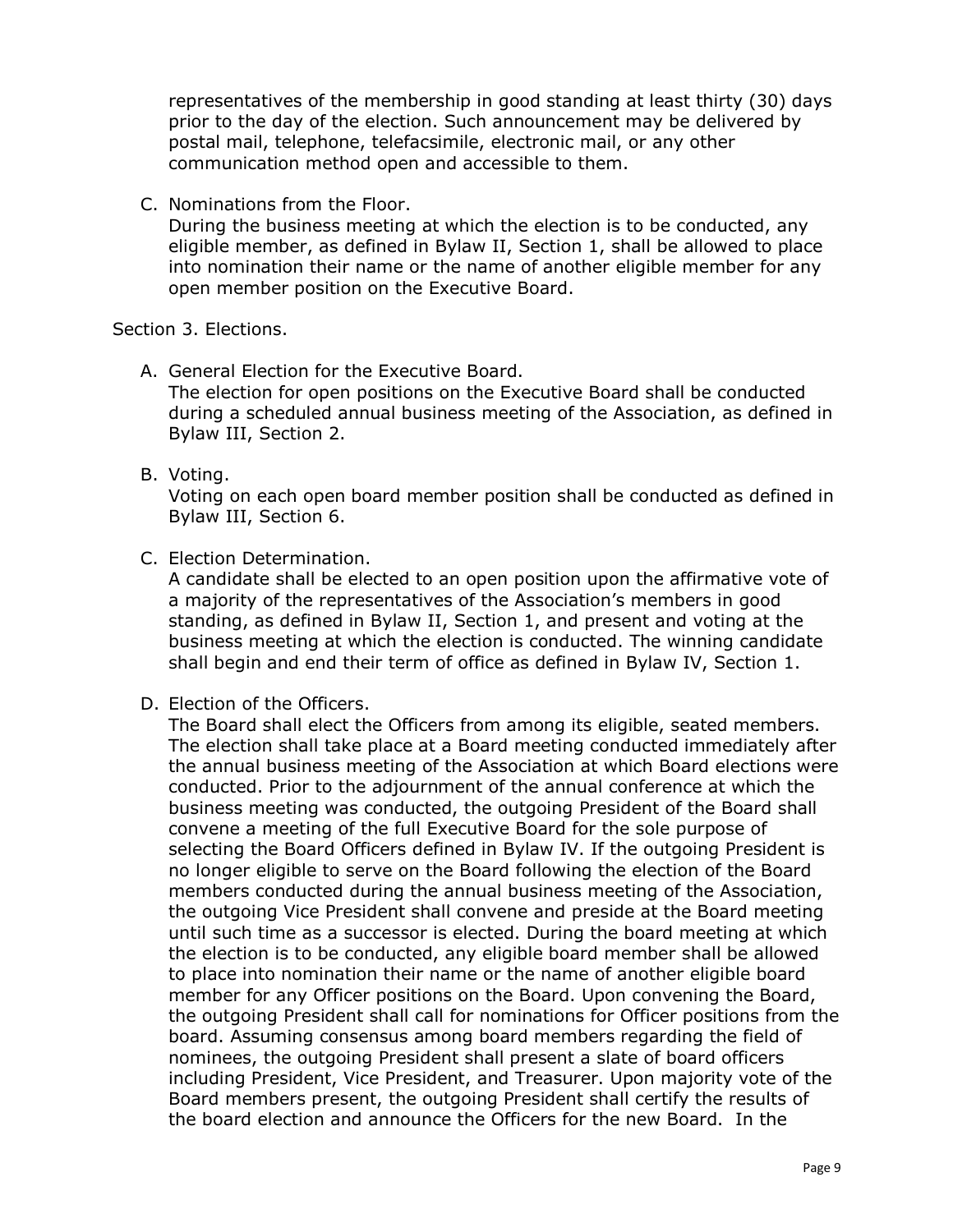representatives of the membership in good standing at least thirty (30) days prior to the day of the election. Such announcement may be delivered by postal mail, telephone, telefacsimile, electronic mail, or any other communication method open and accessible to them.

C. Nominations from the Floor.
During the business meeting at which the election is to be conducted, any eligible member, as defined in Bylaw II, Section 1, shall be allowed to place into nomination their name or the name of another eligible member for any open member position on the Executive Board.

Section 3. Elections.

A. General Election for the Executive Board.
The election for open positions on the Executive Board shall be conducted during a scheduled annual business meeting of the Association, as defined in Bylaw III, Section 2.

B. Voting.
Voting on each open board member position shall be conducted as defined in Bylaw III, Section 6.

C. Election Determination.
A candidate shall be elected to an open position upon the affirmative vote of a majority of the representatives of the Association's members in good standing, as defined in Bylaw II, Section 1, and present and voting at the business meeting at which the election is conducted. The winning candidate shall begin and end their term of office as defined in Bylaw IV, Section 1.

D. Election of the Officers.
The Board shall elect the Officers from among its eligible, seated members. The election shall take place at a Board meeting conducted immediately after the annual business meeting of the Association at which Board elections were conducted. Prior to the adjournment of the annual conference at which the business meeting was conducted, the outgoing President of the Board shall convene a meeting of the full Executive Board for the sole purpose of selecting the Board Officers defined in Bylaw IV. If the outgoing President is no longer eligible to serve on the Board following the election of the Board members conducted during the annual business meeting of the Association, the outgoing Vice President shall convene and preside at the Board meeting until such time as a successor is elected. During the board meeting at which the election is to be conducted, any eligible board member shall be allowed to place into nomination their name or the name of another eligible board member for any Officer positions on the Board. Upon convening the Board, the outgoing President shall call for nominations for Officer positions from the board. Assuming consensus among board members regarding the field of nominees, the outgoing President shall present a slate of board officers including President, Vice President, and Treasurer. Upon majority vote of the Board members present, the outgoing President shall certify the results of the board election and announce the Officers for the new Board. In the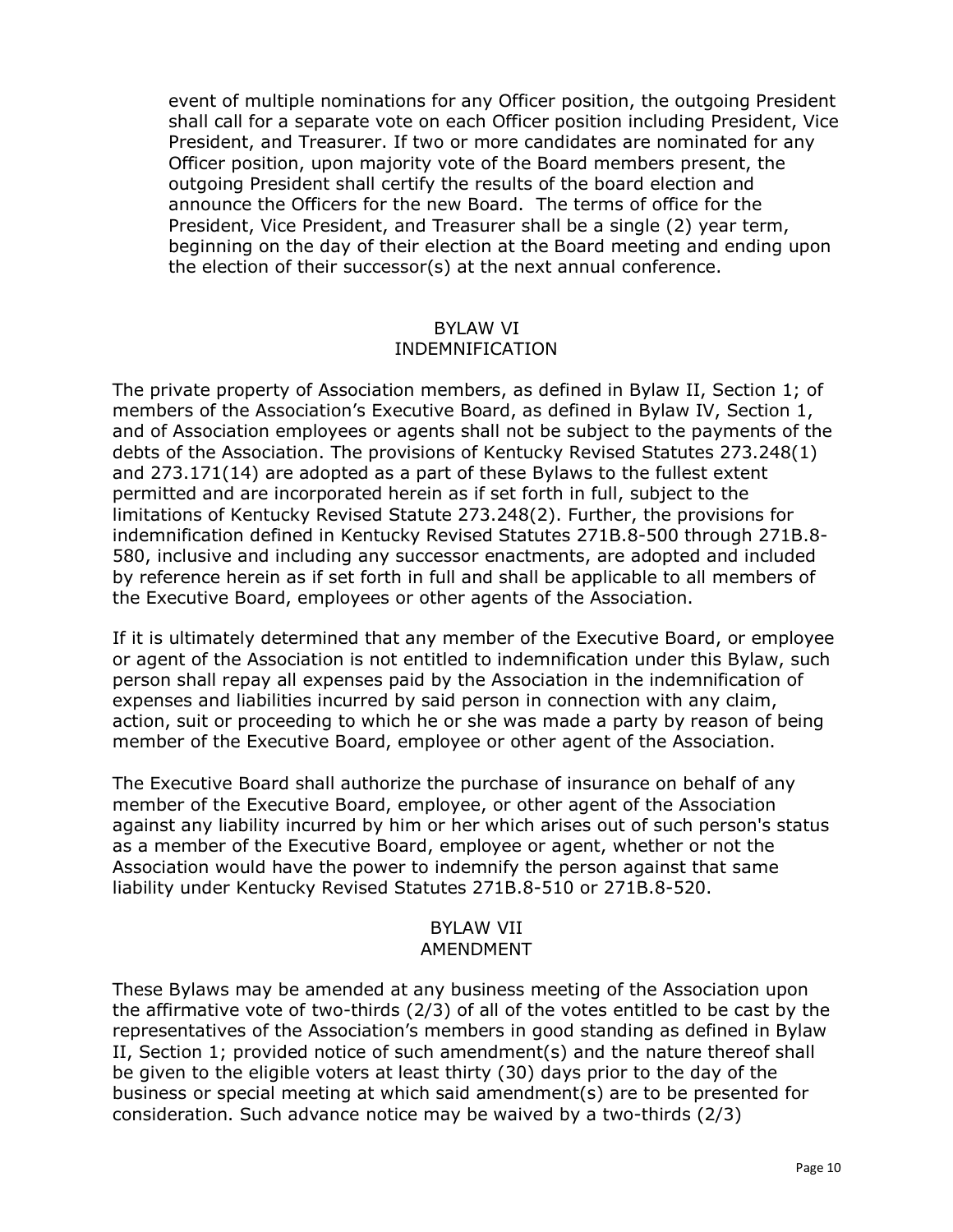event of multiple nominations for any Officer position, the outgoing President shall call for a separate vote on each Officer position including President, Vice President, and Treasurer. If two or more candidates are nominated for any Officer position, upon majority vote of the Board members present, the outgoing President shall certify the results of the board election and announce the Officers for the new Board. The terms of office for the President, Vice President, and Treasurer shall be a single (2) year term, beginning on the day of their election at the Board meeting and ending upon the election of their successor(s) at the next annual conference.

## BYLAW VI
## INDEMNIFICATION

The private property of Association members, as defined in Bylaw II, Section 1; of members of the Association's Executive Board, as defined in Bylaw IV, Section 1, and of Association employees or agents shall not be subject to the payments of the debts of the Association. The provisions of Kentucky Revised Statutes 273.248(1) and 273.171(14) are adopted as a part of these Bylaws to the fullest extent permitted and are incorporated herein as if set forth in full, subject to the limitations of Kentucky Revised Statute 273.248(2). Further, the provisions for indemnification defined in Kentucky Revised Statutes 271B.8-500 through 271B.8-580, inclusive and including any successor enactments, are adopted and included by reference herein as if set forth in full and shall be applicable to all members of the Executive Board, employees or other agents of the Association.

If it is ultimately determined that any member of the Executive Board, or employee or agent of the Association is not entitled to indemnification under this Bylaw, such person shall repay all expenses paid by the Association in the indemnification of expenses and liabilities incurred by said person in connection with any claim, action, suit or proceeding to which he or she was made a party by reason of being member of the Executive Board, employee or other agent of the Association.

The Executive Board shall authorize the purchase of insurance on behalf of any member of the Executive Board, employee, or other agent of the Association against any liability incurred by him or her which arises out of such person's status as a member of the Executive Board, employee or agent, whether or not the Association would have the power to indemnify the person against that same liability under Kentucky Revised Statutes 271B.8-510 or 271B.8-520.

## BYLAW VII
## AMENDMENT

These Bylaws may be amended at any business meeting of the Association upon the affirmative vote of two-thirds (2/3) of all of the votes entitled to be cast by the representatives of the Association's members in good standing as defined in Bylaw II, Section 1; provided notice of such amendment(s) and the nature thereof shall be given to the eligible voters at least thirty (30) days prior to the day of the business or special meeting at which said amendment(s) are to be presented for consideration. Such advance notice may be waived by a two-thirds (2/3)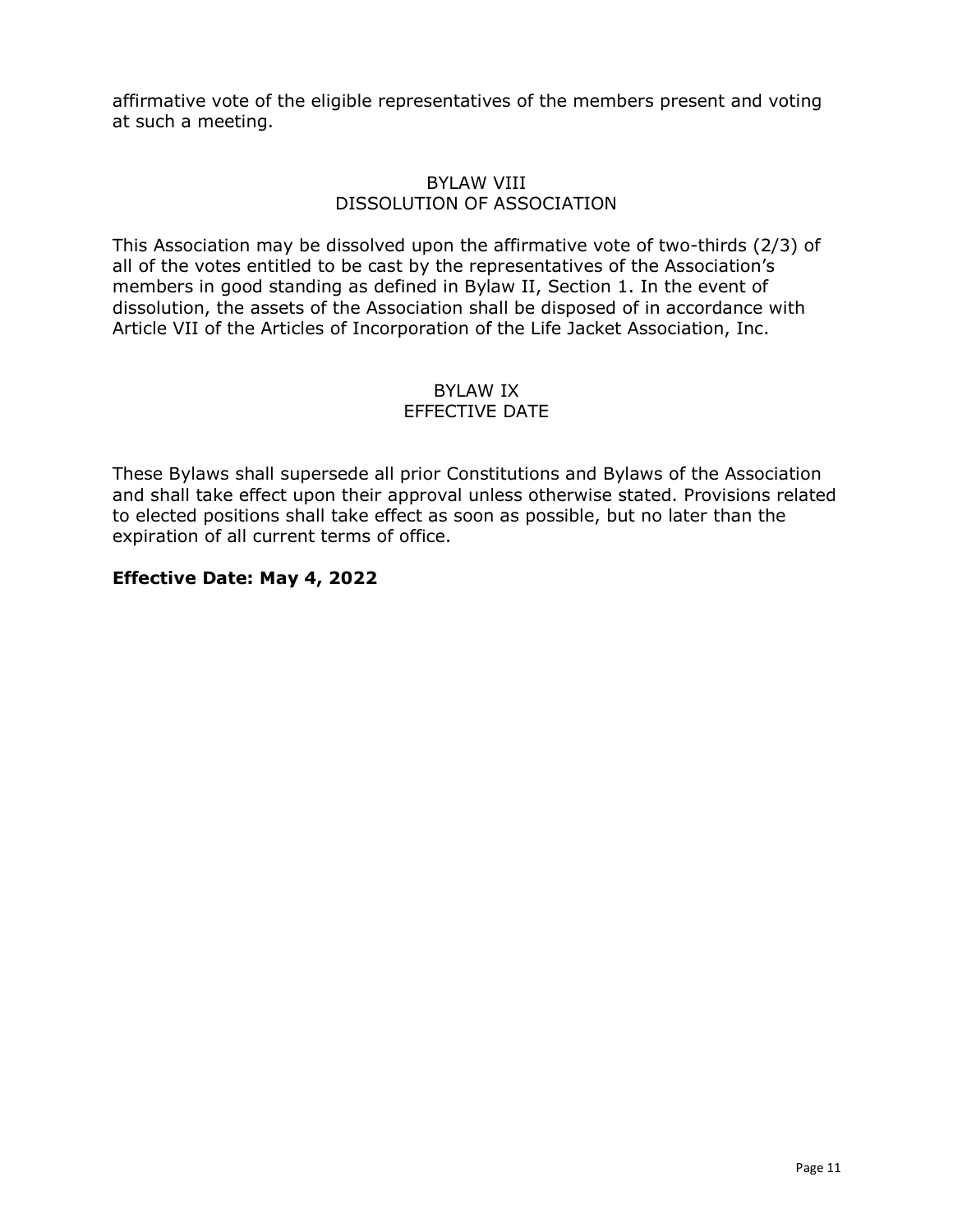affirmative vote of the eligible representatives of the members present and voting at such a meeting.

## BYLAW VIII
## DISSOLUTION OF ASSOCIATION

This Association may be dissolved upon the affirmative vote of two-thirds (2/3) of all of the votes entitled to be cast by the representatives of the Association's members in good standing as defined in Bylaw II, Section 1. In the event of dissolution, the assets of the Association shall be disposed of in accordance with Article VII of the Articles of Incorporation of the Life Jacket Association, Inc.

## BYLAW IX
## EFFECTIVE DATE

These Bylaws shall supersede all prior Constitutions and Bylaws of the Association and shall take effect upon their approval unless otherwise stated. Provisions related to elected positions shall take effect as soon as possible, but no later than the expiration of all current terms of office.

**Effective Date: May 4, 2022**